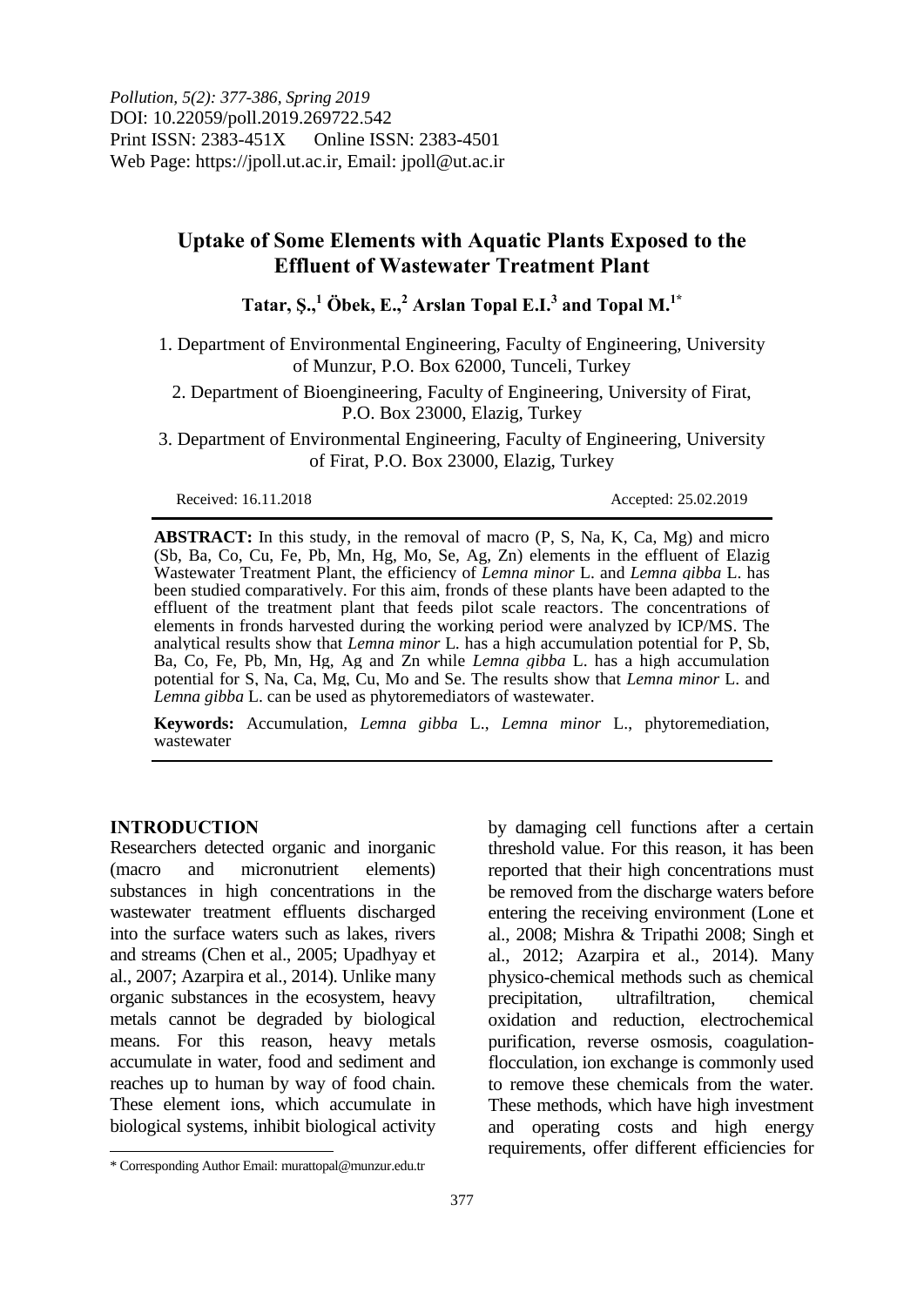# Uptake of Some Elements with Aquatic Plants Exposed to the Effluent of Wastewater Treatment Plant

**Tatar, Ş.,[1] Öbek, E.,[2] Arslan Topal E.I.[3] and Topal M.[1*]**

1. Department of Environmental Engineering, Faculty of Engineering, University of Munzur, P.O. Box 62000, Tunceli, Turkey

2. Department of Bioengineering, Faculty of Engineering, University of Firat, P.O. Box 23000, Elazig, Turkey

3. Department of Environmental Engineering, Faculty of Engineering, University of Firat, P.O. Box 23000, Elazig, Turkey

Received: 16.11.2018 Accepted: 25.02.2019

**ABSTRACT:** In this study, in the removal of macro (P, S, Na, K, Ca, Mg) and micro (Sb, Ba, Co, Cu, Fe, Pb, Mn, Hg, Mo, Se, Ag, Zn) elements in the effluent of Elazig Wastewater Treatment Plant, the efficiency of *Lemna minor* L. and *Lemna gibba* L. has been studied comparatively. For this aim, fronds of these plants have been adapted to the effluent of the treatment plant that feeds pilot scale reactors. The concentrations of elements in fronds harvested during the working period were analyzed by ICP/MS. The analytical results show that *Lemna minor* L. has a high accumulation potential for P, Sb, Ba, Co, Fe, Pb, Mn, Hg, Ag and Zn while *Lemna gibba* L. has a high accumulation potential for S, Na, Ca, Mg, Cu, Mo and Se. The results show that *Lemna minor* L. and *Lemna gibba* L. can be used as phytoremediators of wastewater.

**Keywords:** Accumulation, *Lemna gibba* L., *Lemna minor* L., phytoremediation, wastewater

## INTRODUCTION

Researchers detected organic and inorganic (macro and micronutrient elements) substances in high concentrations in the wastewater treatment effluents discharged into the surface waters such as lakes, rivers and streams (Chen et al., 2005; Upadhyay et al., 2007; Azarpira et al., 2014). Unlike many organic substances in the ecosystem, heavy metals cannot be degraded by biological means. For this reason, heavy metals accumulate in water, food and sediment and reaches up to human by way of food chain. These element ions, which accumulate in biological systems, inhibit biological activity by damaging cell functions after a certain threshold value. For this reason, it has been reported that their high concentrations must be removed from the discharge waters before entering the receiving environment (Lone et al., 2008; Mishra & Tripathi 2008; Singh et al., 2012; Azarpira et al., 2014). Many physico-chemical methods such as chemical precipitation, ultrafiltration, chemical oxidation and reduction, electrochemical purification, reverse osmosis, coagulation-flocculation, ion exchange is commonly used to remove these chemicals from the water. These methods, which have high investment and operating costs and high energy requirements, offer different efficiencies for

\* Corresponding Author Email: murattopal@munzur.edu.tr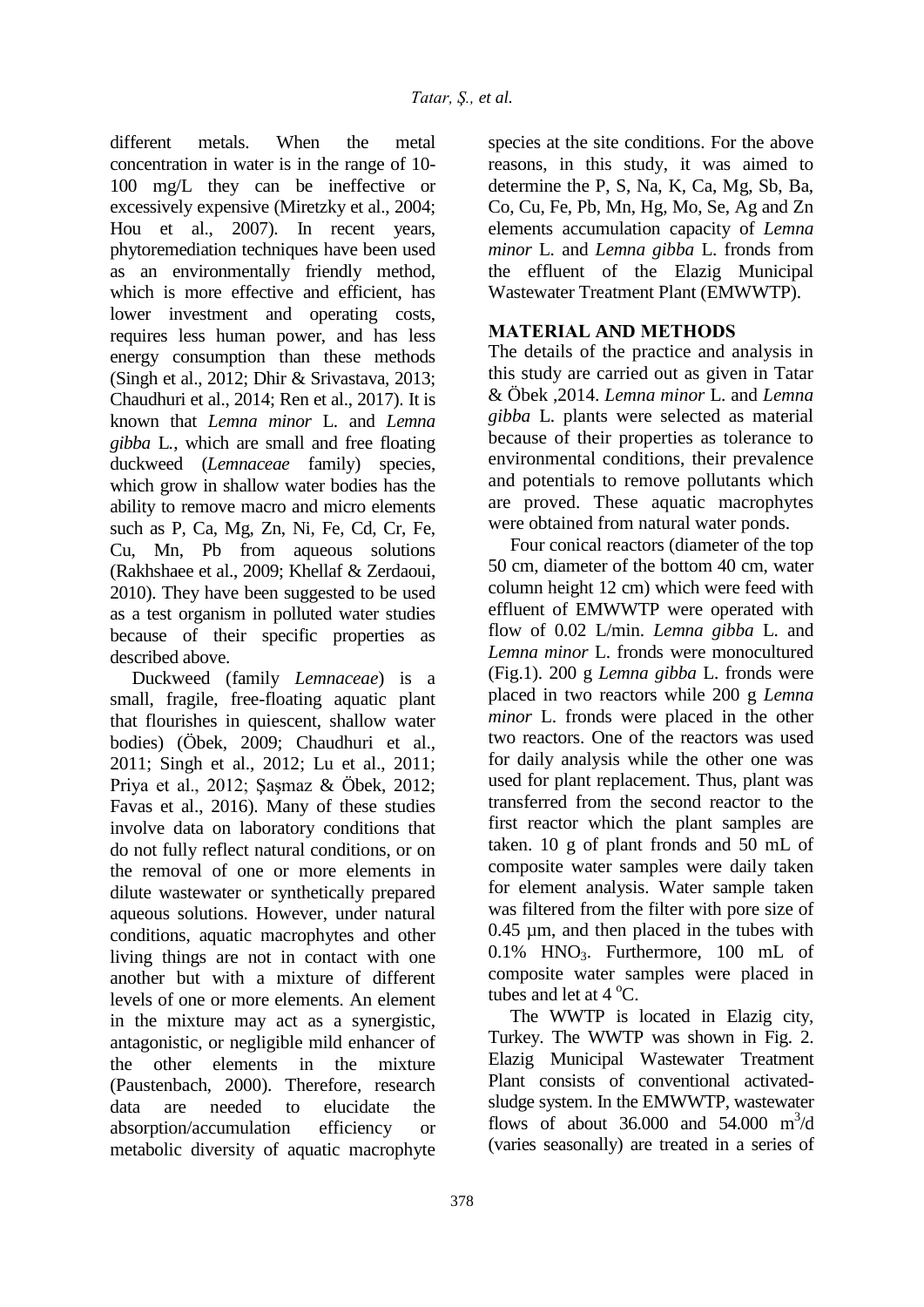different metals. When the metal concentration in water is in the range of 10-100 mg/L they can be ineffective or excessively expensive (Miretzky et al., 2004; Hou et al., 2007). In recent years, phytoremediation techniques have been used as an environmentally friendly method, which is more effective and efficient, has lower investment and operating costs, requires less human power, and has less energy consumption than these methods (Singh et al., 2012; Dhir & Srivastava, 2013; Chaudhuri et al., 2014; Ren et al., 2017). It is known that *Lemna minor* L. and *Lemna gibba* L., which are small and free floating duckweed (*Lemnaceae* family) species, which grow in shallow water bodies has the ability to remove macro and micro elements such as P, Ca, Mg, Zn, Ni, Fe, Cd, Cr, Fe, Cu, Mn, Pb from aqueous solutions (Rakhshaee et al., 2009; Khellaf & Zerdaoui, 2010). They have been suggested to be used as a test organism in polluted water studies because of their specific properties as described above.

Duckweed (family *Lemnaceae*) is a small, fragile, free-floating aquatic plant that flourishes in quiescent, shallow water bodies) (Öbek, 2009; Chaudhuri et al., 2011; Singh et al., 2012; Lu et al., 2011; Priya et al., 2012; Şaşmaz & Öbek, 2012; Favas et al., 2016). Many of these studies involve data on laboratory conditions that do not fully reflect natural conditions, or on the removal of one or more elements in dilute wastewater or synthetically prepared aqueous solutions. However, under natural conditions, aquatic macrophytes and other living things are not in contact with one another but with a mixture of different levels of one or more elements. An element in the mixture may act as a synergistic, antagonistic, or negligible mild enhancer of the other elements in the mixture (Paustenbach, 2000). Therefore, research data are needed to elucidate the absorption/accumulation efficiency or metabolic diversity of aquatic macrophyte species at the site conditions. For the above reasons, in this study, it was aimed to determine the P, S, Na, K, Ca, Mg, Sb, Ba, Co, Cu, Fe, Pb, Mn, Hg, Mo, Se, Ag and Zn elements accumulation capacity of *Lemna minor* L. and *Lemna gibba* L. fronds from the effluent of the Elazig Municipal Wastewater Treatment Plant (EMWWTP).

## MATERIAL AND METHODS

The details of the practice and analysis in this study are carried out as given in Tatar & Öbek ,2014. *Lemna minor* L. and *Lemna gibba* L. plants were selected as material because of their properties as tolerance to environmental conditions, their prevalence and potentials to remove pollutants which are proved. These aquatic macrophytes were obtained from natural water ponds.

Four conical reactors (diameter of the top 50 cm, diameter of the bottom 40 cm, water column height 12 cm) which were feed with effluent of EMWWTP were operated with flow of 0.02 L/min. *Lemna gibba* L. and *Lemna minor* L. fronds were monocultured (Fig.1). 200 g *Lemna gibba* L. fronds were placed in two reactors while 200 g *Lemna minor* L. fronds were placed in the other two reactors. One of the reactors was used for daily analysis while the other one was used for plant replacement. Thus, plant was transferred from the second reactor to the first reactor which the plant samples are taken. 10 g of plant fronds and 50 mL of composite water samples were daily taken for element analysis. Water sample taken was filtered from the filter with pore size of 0.45 µm, and then placed in the tubes with 0.1% $HNO_3$. Furthermore, 100 mL of composite water samples were placed in tubes and let at 4 $^oC$.

The WWTP is located in Elazig city, Turkey. The WWTP was shown in Fig. 2. Elazig Municipal Wastewater Treatment Plant consists of conventional activated-sludge system. In the EMWWTP, wastewater flows of about 36.000 and 54.000 $m^3$/d (varies seasonally) are treated in a series of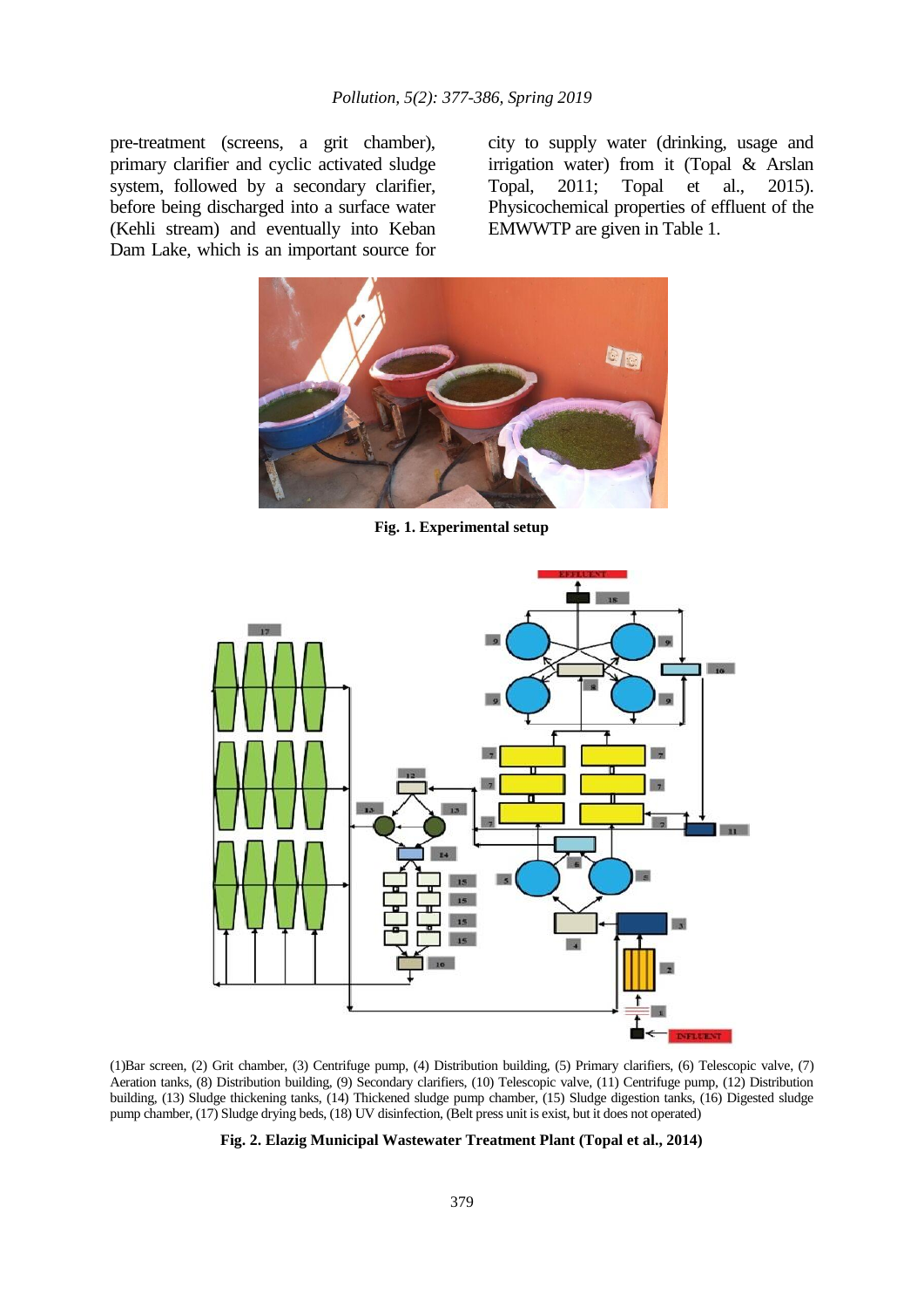pre-treatment (screens, a grit chamber), primary clarifier and cyclic activated sludge system, followed by a secondary clarifier, before being discharged into a surface water (Kehli stream) and eventually into Keban Dam Lake, which is an important source for city to supply water (drinking, usage and irrigation water) from it (Topal & Arslan Topal, 2011; Topal et al., 2015). Physicochemical properties of effluent of the EMWWTP are given in Table 1.

**Fig. 1. Experimental setup**

(1)Bar screen, (2) Grit chamber, (3) Centrifuge pump, (4) Distribution building, (5) Primary clarifiers, (6) Telescopic valve, (7) Aeration tanks, (8) Distribution building, (9) Secondary clarifiers, (10) Telescopic valve, (11) Centrifuge pump, (12) Distribution building, (13) Sludge thickening tanks, (14) Thickened sludge pump chamber, (15) Sludge digestion tanks, (16) Digested sludge pump chamber, (17) Sludge drying beds, (18) UV disinfection, (Belt press unit is exist, but it does not operated)

**Fig. 2. Elazig Municipal Wastewater Treatment Plant (Topal et al., 2014)**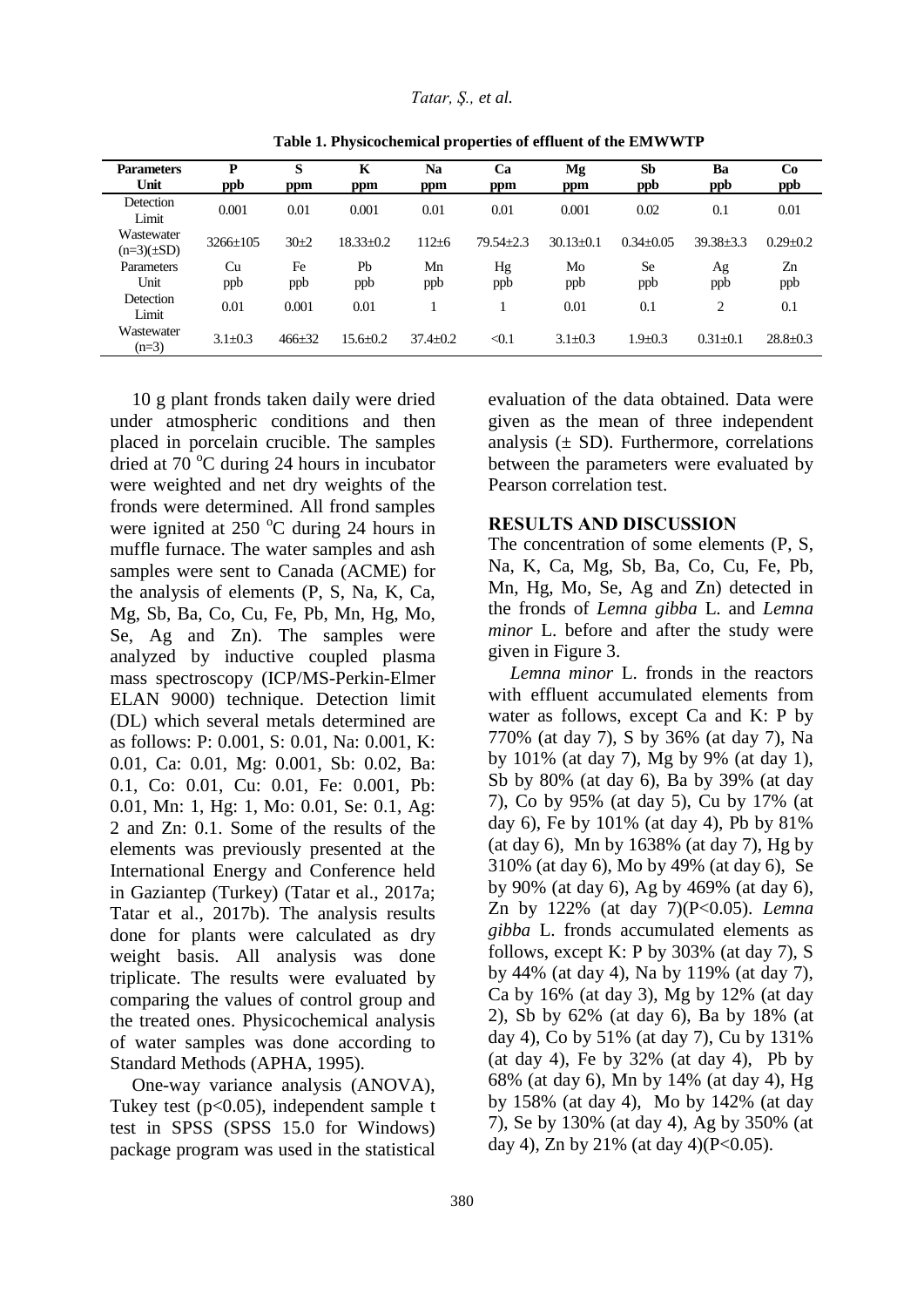**Table 1. Physicochemical properties of effluent of the EMWWTP**

| Parameters Unit | P ppb | S ppm | K ppm | Na ppm | Ca ppm | Mg ppm | Sb ppb | Ba ppb | Co ppb |
|---|---|---|---|---|---|---|---|---|---|
| Detection Limit | 0.001 | 0.01 | 0.001 | 0.01 | 0.01 | 0.001 | 0.02 | 0.1 | 0.01 |
| Wastewater (n=3)(±SD) | 3266±105 | 30±2 | 18.33±0.2 | 112±6 | 79.54±2.3 | 30.13±0.1 | 0.34±0.05 | 39.38±3.3 | 0.29±0.2 |
| Parameters Unit | Cu ppb | Fe ppb | Pb ppb | Mn ppb | Hg ppb | Mo ppb | Se ppb | Ag ppb | Zn ppb |
| Detection Limit | 0.01 | 0.001 | 0.01 | 1 | 1 | 0.01 | 0.1 | 2 | 0.1 |
| Wastewater (n=3) | 3.1±0.3 | 466±32 | 15.6±0.2 | 37.4±0.2 | <0.1 | 3.1±0.3 | 1.9±0.3 | 0.31±0.1 | 28.8±0.3 |

10 g plant fronds taken daily were dried under atmospheric conditions and then placed in porcelain crucible. The samples dried at 70 $^{o}$C during 24 hours in incubator were weighted and net dry weights of the fronds were determined. All frond samples were ignited at 250 $^{o}$C during 24 hours in muffle furnace. The water samples and ash samples were sent to Canada (ACME) for the analysis of elements (P, S, Na, K, Ca, Mg, Sb, Ba, Co, Cu, Fe, Pb, Mn, Hg, Mo, Se, Ag and Zn). The samples were analyzed by inductive coupled plasma mass spectroscopy (ICP/MS-Perkin-Elmer ELAN 9000) technique. Detection limit (DL) which several metals determined are as follows: P: 0.001, S: 0.01, Na: 0.001, K: 0.01, Ca: 0.01, Mg: 0.001, Sb: 0.02, Ba: 0.1, Co: 0.01, Cu: 0.01, Fe: 0.001, Pb: 0.01, Mn: 1, Hg: 1, Mo: 0.01, Se: 0.1, Ag: 2 and Zn: 0.1. Some of the results of the elements was previously presented at the International Energy and Conference held in Gaziantep (Turkey) (Tatar et al., 2017a; Tatar et al., 2017b). The analysis results done for plants were calculated as dry weight basis. All analysis was done triplicate. The results were evaluated by comparing the values of control group and the treated ones. Physicochemical analysis of water samples was done according to Standard Methods (APHA, 1995).

One-way variance analysis (ANOVA), Tukey test ($p<0.05$), independent sample t test in SPSS (SPSS 15.0 for Windows) package program was used in the statistical evaluation of the data obtained. Data were given as the mean of three independent analysis (± SD). Furthermore, correlations between the parameters were evaluated by Pearson correlation test.

## RESULTS AND DISCUSSION

The concentration of some elements (P, S, Na, K, Ca, Mg, Sb, Ba, Co, Cu, Fe, Pb, Mn, Hg, Mo, Se, Ag and Zn) detected in the fronds of *Lemna gibba* L. and *Lemna minor* L. before and after the study were given in Figure 3.

*Lemna minor* L. fronds in the reactors with effluent accumulated elements from water as follows, except Ca and K: P by 770% (at day 7), S by 36% (at day 7), Na by 101% (at day 7), Mg by 9% (at day 1), Sb by 80% (at day 6), Ba by 39% (at day 7), Co by 95% (at day 5), Cu by 17% (at day 6), Fe by 101% (at day 4), Pb by 81% (at day 6), Mn by 1638% (at day 7), Hg by 310% (at day 6), Mo by 49% (at day 6), Se by 90% (at day 6), Ag by 469% (at day 6), Zn by 122% (at day 7)($P<0.05$). *Lemna gibba* L. fronds accumulated elements as follows, except K: P by 303% (at day 7), S by 44% (at day 4), Na by 119% (at day 7), Ca by 16% (at day 3), Mg by 12% (at day 2), Sb by 62% (at day 6), Ba by 18% (at day 4), Co by 51% (at day 7), Cu by 131% (at day 4), Fe by 32% (at day 4), Pb by 68% (at day 6), Mn by 14% (at day 4), Hg by 158% (at day 4), Mo by 142% (at day 7), Se by 130% (at day 4), Ag by 350% (at day 4), Zn by 21% (at day 4)($P<0.05$).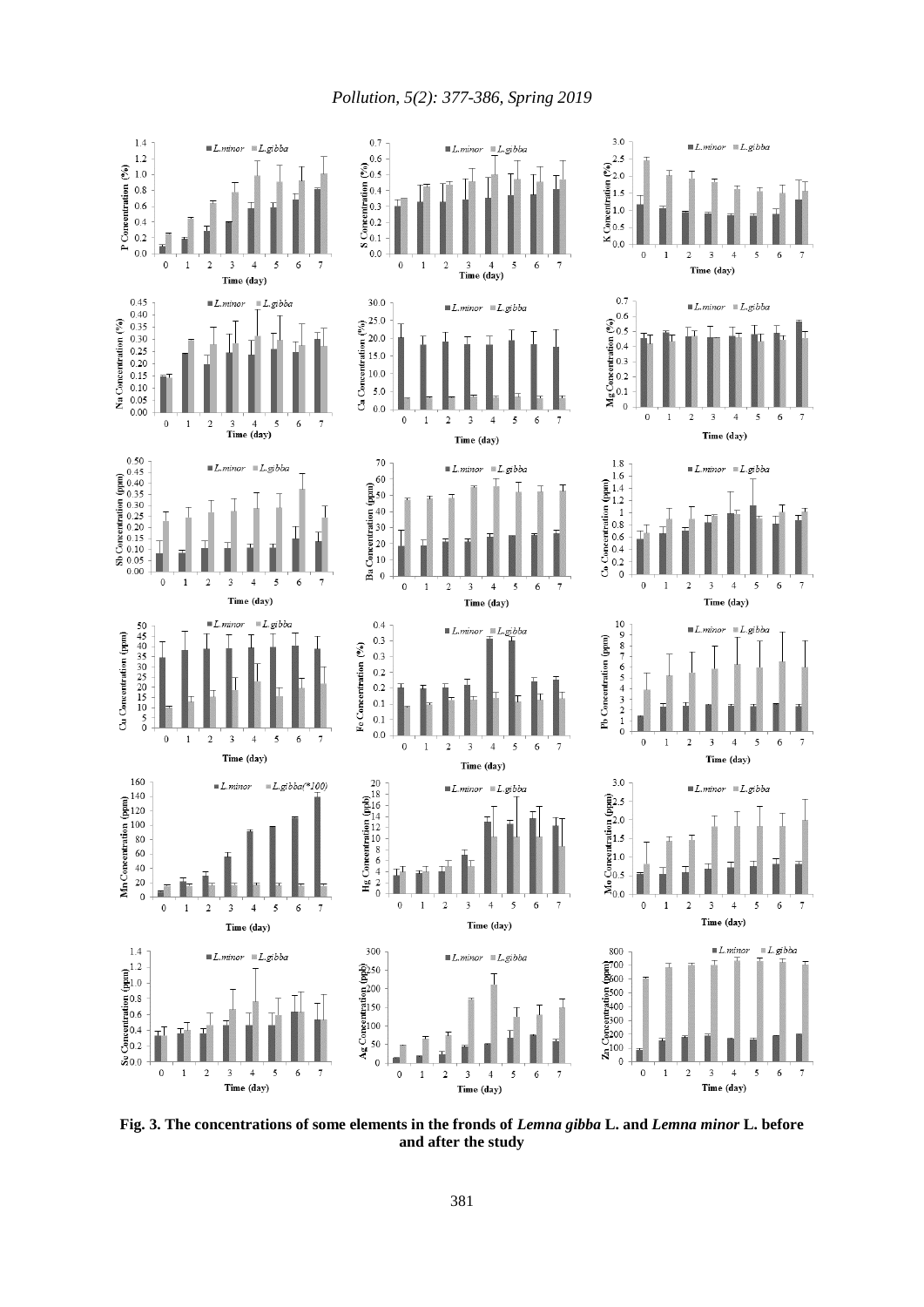**Fig. 3. The concentrations of some elements in the fronds of *Lemna gibba* L. and *Lemna minor* L. before and after the study**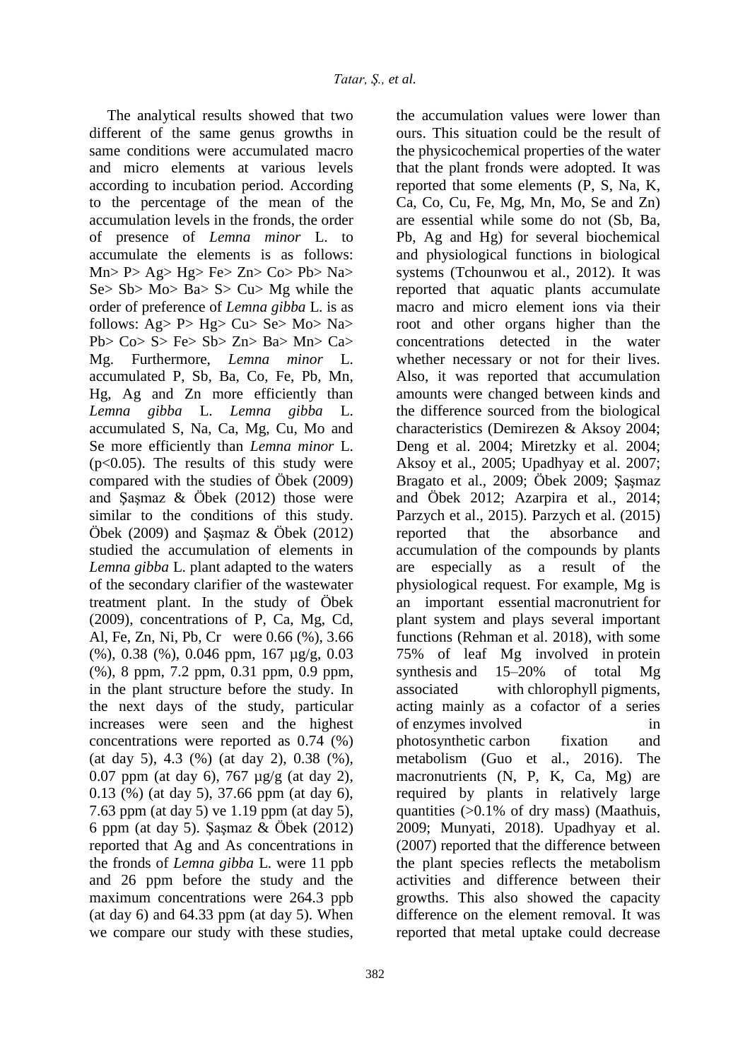The analytical results showed that two different of the same genus growths in same conditions were accumulated macro and micro elements at various levels according to incubation period. According to the percentage of the mean of the accumulation levels in the fronds, the order of presence of *Lemna minor* L. to accumulate the elements is as follows: Mn> P> Ag> Hg> Fe> Zn> Co> Pb> Na> Se> Sb> Mo> Ba> S> Cu> Mg while the order of preference of *Lemna gibba* L. is as follows: Ag> P> Hg> Cu> Se> Mo> Na> Pb> Co> S> Fe> Sb> Zn> Ba> Mn> Ca> Mg. Furthermore, *Lemna minor* L. accumulated P, Sb, Ba, Co, Fe, Pb, Mn, Hg, Ag and Zn more efficiently than *Lemna gibba* L. *Lemna gibba* L. accumulated S, Na, Ca, Mg, Cu, Mo and Se more efficiently than *Lemna minor* L. ($p<0.05$). The results of this study were compared with the studies of Öbek (2009) and Şaşmaz & Öbek (2012) those were similar to the conditions of this study. Öbek (2009) and Şaşmaz & Öbek (2012) studied the accumulation of elements in *Lemna gibba* L. plant adapted to the waters of the secondary clarifier of the wastewater treatment plant. In the study of Öbek (2009), concentrations of P, Ca, Mg, Cd, Al, Fe, Zn, Ni, Pb, Cr were 0.66 (%), 3.66 (%), 0.38 (%), 0.046 ppm, 167 µg/g, 0.03 (%), 8 ppm, 7.2 ppm, 0.31 ppm, 0.9 ppm, in the plant structure before the study. In the next days of the study, particular increases were seen and the highest concentrations were reported as 0.74 (%) (at day 5), 4.3 (%) (at day 2), 0.38 (%), 0.07 ppm (at day 6), 767 µg/g (at day 2), 0.13 (%) (at day 5), 37.66 ppm (at day 6), 7.63 ppm (at day 5) ve 1.19 ppm (at day 5), 6 ppm (at day 5). Şaşmaz & Öbek (2012) reported that Ag and As concentrations in the fronds of *Lemna gibba* L. were 11 ppb and 26 ppm before the study and the maximum concentrations were 264.3 ppb (at day 6) and 64.33 ppm (at day 5). When we compare our study with these studies, the accumulation values were lower than ours. This situation could be the result of the physicochemical properties of the water that the plant fronds were adopted. It was reported that some elements (P, S, Na, K, Ca, Co, Cu, Fe, Mg, Mn, Mo, Se and Zn) are essential while some do not (Sb, Ba, Pb, Ag and Hg) for several biochemical and physiological functions in biological systems (Tchounwou et al., 2012). It was reported that aquatic plants accumulate macro and micro element ions via their root and other organs higher than the concentrations detected in the water whether necessary or not for their lives. Also, it was reported that accumulation amounts were changed between kinds and the difference sourced from the biological characteristics (Demirezen & Aksoy 2004; Deng et al. 2004; Miretzky et al. 2004; Aksoy et al., 2005; Upadhyay et al. 2007; Bragato et al., 2009; Öbek 2009; Şaşmaz and Öbek 2012; Azarpira et al., 2014; Parzych et al., 2015). Parzych et al. (2015) reported that the absorbance and accumulation of the compounds by plants are especially as a result of the physiological request. For example, Mg is an important essential macronutrient for plant system and plays several important functions (Rehman et al. 2018), with some 75% of leaf Mg involved in protein synthesis and 15–20% of total Mg associated with chlorophyll pigments, acting mainly as a cofactor of a series of enzymes involved in photosynthetic carbon fixation and metabolism (Guo et al., 2016). The macronutrients (N, P, K, Ca, Mg) are required by plants in relatively large quantities (>0.1% of dry mass) (Maathuis, 2009; Munyati, 2018). Upadhyay et al. (2007) reported that the difference between the plant species reflects the metabolism activities and difference between their growths. This also showed the capacity difference on the element removal. It was reported that metal uptake could decrease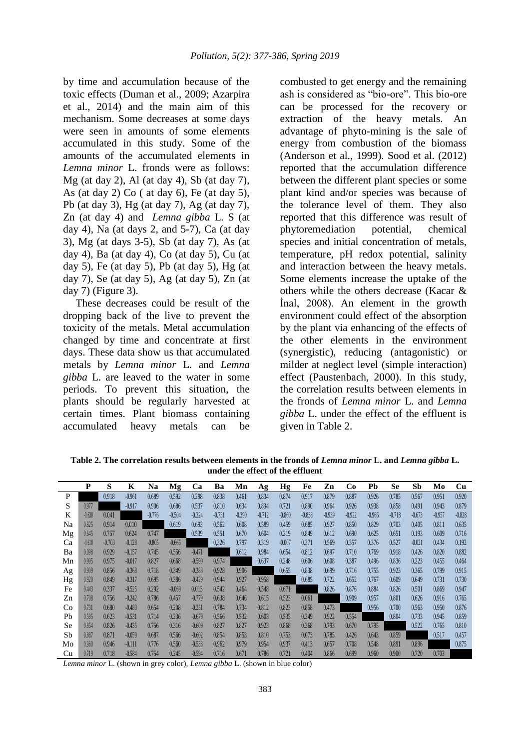by time and accumulation because of the toxic effects (Duman et al., 2009; Azarpira et al., 2014) and the main aim of this mechanism. Some decreases at some days were seen in amounts of some elements accumulated in this study. Some of the amounts of the accumulated elements in *Lemna minor* L. fronds were as follows: Mg (at day 2), Al (at day 4), Sb (at day 7), As (at day 2) Co ( at day 6), Fe (at day 5), Pb (at day 3), Hg (at day 7), Ag (at day 7), Zn (at day 4) and *Lemna gibba* L. S (at day 4), Na (at days 2, and 5-7), Ca (at day 3), Mg (at days 3-5), Sb (at day 7), As (at day 4), Ba (at day 4), Co (at day 5), Cu (at day 5), Fe (at day 5), Pb (at day 5), Hg (at day 7), Se (at day 5), Ag (at day 5), Zn (at day 7) (Figure 3).

These decreases could be result of the dropping back of the live to prevent the toxicity of the metals. Metal accumulation changed by time and concentrate at first days. These data show us that accumulated metals by *Lemna minor* L. and *Lemna gibba* L. are leaved to the water in some periods. To prevent this situation, the plants should be regularly harvested at certain times. Plant biomass containing accumulated heavy metals can be combusted to get energy and the remaining ash is considered as "bio-ore". This bio-ore can be processed for the recovery or extraction of the heavy metals. An advantage of phyto-mining is the sale of energy from combustion of the biomass (Anderson et al., 1999). Sood et al. (2012) reported that the accumulation difference between the different plant species or some plant kind and/or species was because of the tolerance level of them. They also reported that this difference was result of phytoremediation potential, chemical species and initial concentration of metals, temperature, pH redox potential, salinity and interaction between the heavy metals. Some elements increase the uptake of the others while the others decrease (Kacar & İnal, 2008). An element in the growth environment could effect of the absorption by the plant via enhancing of the effects of the other elements in the environment (synergistic), reducing (antagonistic) or milder at neglect level (simple interaction) effect (Paustenbach, 2000). In this study, the correlation results between elements in the fronds of *Lemna minor* L. and *Lemna gibba* L. under the effect of the effluent is given in Table 2.

**Table 2. The correlation results between elements in the fronds of *Lemna minor* L. and *Lemna gibba* L. under the effect of the effluent**

| | P | S | K | Na | Mg | Ca | Ba | Mn | Ag | Hg | Fe | Zn | Co | Pb | Se | Sb | Mo | Cu |
|---|---|---|---|---|---|---|---|---|---|---|---|---|---|---|---|---|---|---|
| P | | 0.918 | -0.961 | 0.689 | 0.592 | 0.298 | 0.838 | 0.461 | 0.834 | 0.874 | 0.917 | 0.879 | 0.887 | 0.926 | 0.785 | 0.567 | 0.951 | 0.920 |
| S | 0.977 | | -0.917 | 0.906 | 0.686 | 0.537 | 0.810 | 0.634 | 0.834 | 0.721 | 0.890 | 0.964 | 0.926 | 0.938 | 0.858 | 0.491 | 0.943 | 0.879 |
| K | -0.630 | 0.041 | | -0.776 | -0.504 | -0.324 | -0.731 | -0.390 | -0.712 | -0.860 | -0.838 | -0.939 | -0.922 | -0.966 | -0.718 | -0.673 | -0.957 | -0.828 |
| Na | 0.825 | 0.914 | 0.010 | | 0.619 | 0.693 | 0.562 | 0.608 | 0.589 | 0.459 | 0.685 | 0.927 | 0.850 | 0.829 | 0.703 | 0.405 | 0.811 | 0.635 |
| Mg | 0.645 | 0.757 | 0.624 | 0.747 | | 0.539 | 0.551 | 0.670 | 0.604 | 0.219 | 0.849 | 0.612 | 0.690 | 0.625 | 0.651 | 0.193 | 0.609 | 0.716 |
| Ca | -0.610 | -0.703 | -0.128 | -0.805 | -0.665 | | 0.326 | 0.797 | 0.319 | -0.007 | 0.371 | 0.569 | 0.357 | 0.376 | 0.527 | -0.021 | 0.434 | 0.192 |
| Ba | 0.098 | 0.929 | -0.157 | 0.745 | 0.556 | -0.471 | | 0.612 | 0.984 | 0.654 | 0.812 | 0.697 | 0.710 | 0.769 | 0.918 | 0.426 | 0.820 | 0.882 |
| Mn | 0.995 | 0.975 | -0.017 | 0.827 | 0.668 | -0.590 | 0.974 | | 0.637 | 0.248 | 0.606 | 0.608 | 0.387 | 0.496 | 0.836 | 0.223 | 0.455 | 0.464 |
| Ag | 0.909 | 0.856 | -0.368 | 0.718 | 0.349 | -0.388 | 0.928 | 0.906 | | 0.655 | 0.838 | 0.699 | 0.716 | 0.755 | 0.923 | 0.365 | 0.799 | 0.915 |
| Hg | 0.920 | 0.849 | -0.317 | 0.695 | 0.386 | -0.429 | 0.944 | 0.927 | 0.958 | | 0.685 | 0.722 | 0.652 | 0.767 | 0.609 | 0.649 | 0.731 | 0.730 |
| Fe | 0.443 | 0.337 | -0.525 | 0.292 | -0.069 | 0.013 | 0.542 | 0.464 | 0.548 | 0.671 | | 0.826 | 0.876 | 0.884 | 0.826 | 0.501 | 0.869 | 0.947 |
| Zn | 0.708 | 0.756 | -0.242 | 0.786 | 0.457 | -0.779 | 0.638 | 0.646 | 0.615 | 0.523 | 0.061 | | 0.909 | 0.957 | 0.801 | 0.626 | 0.916 | 0.765 |
| Co | 0.731 | 0.680 | -0.480 | 0.654 | 0.208 | -0.251 | 0.784 | 0.734 | 0.812 | 0.823 | 0.858 | 0.473 | | 0.956 | 0.700 | 0.563 | 0.950 | 0.876 |
| Pb | 0.595 | 0.623 | -0.531 | 0.714 | 0.236 | -0.679 | 0.566 | 0.532 | 0.603 | 0.535 | 0.249 | 0.922 | 0.554 | | 0.804 | 0.733 | 0.945 | 0.859 |
| Se | 0.854 | 0.826 | -0.435 | 0.756 | 0.316 | -0.609 | 0.827 | 0.827 | 0.923 | 0.868 | 0.368 | 0.793 | 0.670 | 0.795 | | 0.522 | 0.765 | 0.810 |
| Sb | 0.887 | 0.871 | -0.059 | 0.687 | 0.566 | -0.602 | 0.854 | 0.853 | 0.810 | 0.753 | 0.073 | 0.785 | 0.426 | 0.643 | 0.859 | | 0.517 | 0.457 |
| Mo | 0.980 | 0.946 | -0.111 | 0.776 | 0.560 | -0.533 | 0.962 | 0.979 | 0.954 | 0.937 | 0.413 | 0.657 | 0.708 | 0.548 | 0.891 | 0.896 | | 0.875 |
| Cu | 0.719 | 0.718 | -0.584 | 0.754 | 0.245 | -0.594 | 0.716 | 0.671 | 0.786 | 0.721 | 0.404 | 0.866 | 0.699 | 0.960 | 0.900 | 0.720 | 0.703 | |

*Lemna minor* L. (shown in grey color), *Lemna gibba* L. (shown in blue color)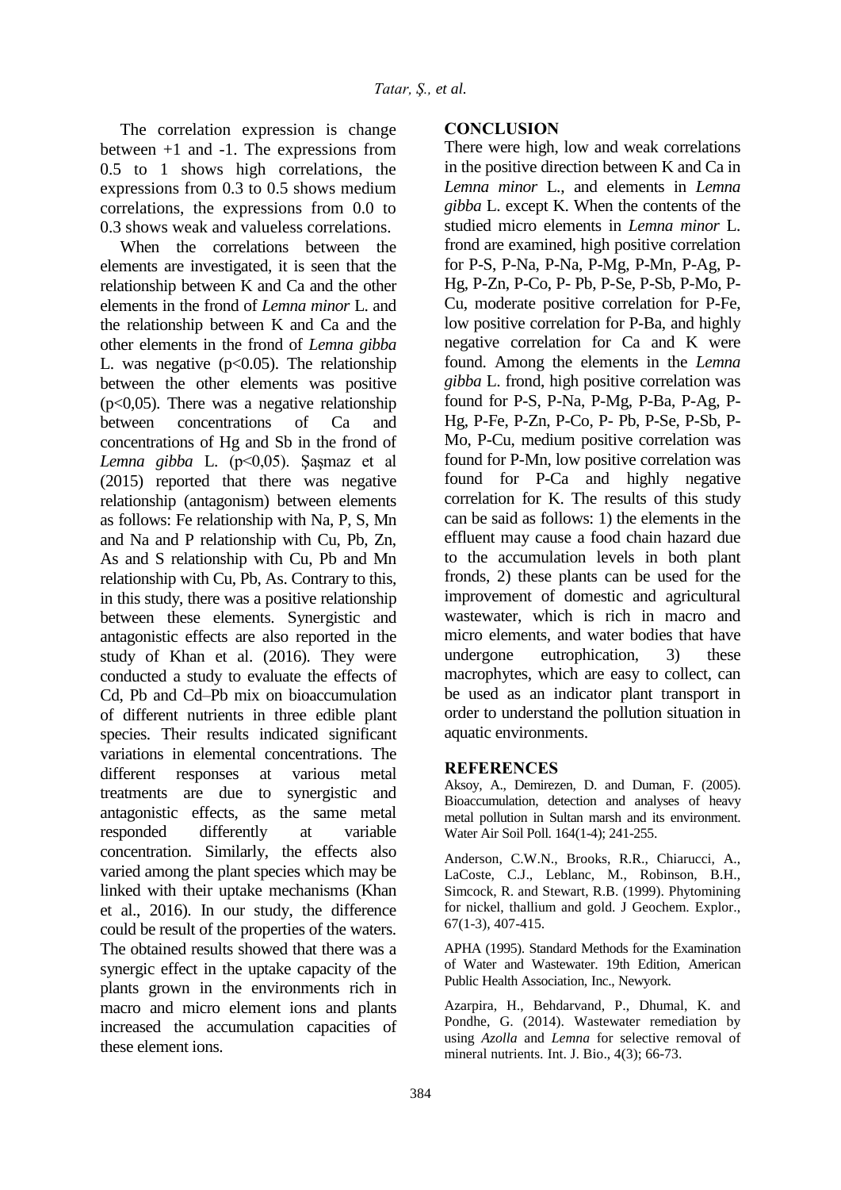The correlation expression is change between +1 and -1. The expressions from 0.5 to 1 shows high correlations, the expressions from 0.3 to 0.5 shows medium correlations, the expressions from 0.0 to 0.3 shows weak and valueless correlations.

When the correlations between the elements are investigated, it is seen that the relationship between K and Ca and the other elements in the frond of *Lemna minor* L. and the relationship between K and Ca and the other elements in the frond of *Lemna gibba* L. was negative ($p<0.05$). The relationship between the other elements was positive ($p<0,05$). There was a negative relationship between concentrations of Ca and concentrations of Hg and Sb in the frond of *Lemna gibba* L. ($p<0,05$). Şaşmaz et al (2015) reported that there was negative relationship (antagonism) between elements as follows: Fe relationship with Na, P, S, Mn and Na and P relationship with Cu, Pb, Zn, As and S relationship with Cu, Pb and Mn relationship with Cu, Pb, As. Contrary to this, in this study, there was a positive relationship between these elements. Synergistic and antagonistic effects are also reported in the study of Khan et al. (2016). They were conducted a study to evaluate the effects of Cd, Pb and Cd–Pb mix on bioaccumulation of different nutrients in three edible plant species. Their results indicated significant variations in elemental concentrations. The different responses at various metal treatments are due to synergistic and antagonistic effects, as the same metal responded differently at variable concentration. Similarly, the effects also varied among the plant species which may be linked with their uptake mechanisms (Khan et al., 2016). In our study, the difference could be result of the properties of the waters. The obtained results showed that there was a synergic effect in the uptake capacity of the plants grown in the environments rich in macro and micro element ions and plants increased the accumulation capacities of these element ions.

## CONCLUSION

There were high, low and weak correlations in the positive direction between K and Ca in *Lemna minor* L., and elements in *Lemna gibba* L. except K. When the contents of the studied micro elements in *Lemna minor* L. frond are examined, high positive correlation for P-S, P-Na, P-Na, P-Mg, P-Mn, P-Ag, P-Hg, P-Zn, P-Co, P- Pb, P-Se, P-Sb, P-Mo, P-Cu, moderate positive correlation for P-Fe, low positive correlation for P-Ba, and highly negative correlation for Ca and K were found. Among the elements in the *Lemna gibba* L. frond, high positive correlation was found for P-S, P-Na, P-Mg, P-Ba, P-Ag, P-Hg, P-Fe, P-Zn, P-Co, P- Pb, P-Se, P-Sb, P-Mo, P-Cu, medium positive correlation was found for P-Mn, low positive correlation was found for P-Ca and highly negative correlation for K. The results of this study can be said as follows: 1) the elements in the effluent may cause a food chain hazard due to the accumulation levels in both plant fronds, 2) these plants can be used for the improvement of domestic and agricultural wastewater, which is rich in macro and micro elements, and water bodies that have undergone eutrophication, 3) these macrophytes, which are easy to collect, can be used as an indicator plant transport in order to understand the pollution situation in aquatic environments.

## REFERENCES

Aksoy, A., Demirezen, D. and Duman, F. (2005). Bioaccumulation, detection and analyses of heavy metal pollution in Sultan marsh and its environment. Water Air Soil Poll. 164(1-4); 241-255.

Anderson, C.W.N., Brooks, R.R., Chiarucci, A., LaCoste, C.J., Leblanc, M., Robinson, B.H., Simcock, R. and Stewart, R.B. (1999). Phytomining for nickel, thallium and gold. J Geochem. Explor., 67(1-3), 407-415.

APHA (1995). Standard Methods for the Examination of Water and Wastewater. 19th Edition, American Public Health Association, Inc., Newyork.

Azarpira, H., Behdarvand, P., Dhumal, K. and Pondhe, G. (2014). Wastewater remediation by using *Azolla* and *Lemna* for selective removal of mineral nutrients. Int. J. Bio., 4(3); 66-73.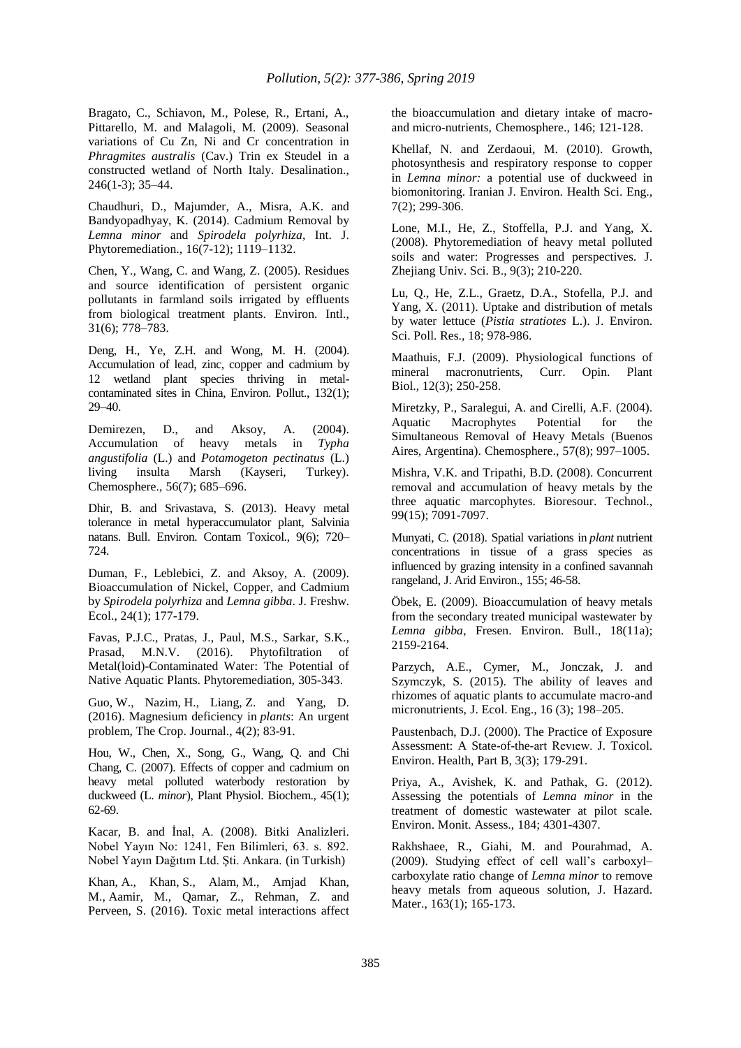Bragato, C., Schiavon, M., Polese, R., Ertani, A., Pittarello, M. and Malagoli, M. (2009). Seasonal variations of Cu Zn, Ni and Cr concentration in *Phragmites australis* (Cav.) Trin ex Steudel in a constructed wetland of North Italy. Desalination., 246(1-3); 35–44.

Chaudhuri, D., Majumder, A., Misra, A.K. and Bandyopadhyay, K. (2014). Cadmium Removal by *Lemna minor* and *Spirodela polyrhiza*, Int. J. Phytoremediation., 16(7-12); 1119–1132.

Chen, Y., Wang, C. and Wang, Z. (2005). Residues and source identification of persistent organic pollutants in farmland soils irrigated by effluents from biological treatment plants. Environ. Intl., 31(6); 778–783.

Deng, H., Ye, Z.H. and Wong, M. H. (2004). Accumulation of lead, zinc, copper and cadmium by 12 wetland plant species thriving in metal-contaminated sites in China, Environ. Pollut., 132(1); 29–40.

Demirezen, D., and Aksoy, A. (2004). Accumulation of heavy metals in *Typha angustifolia* (L.) and *Potamogeton pectinatus* (L.) living insulta Marsh (Kayseri, Turkey). Chemosphere., 56(7); 685–696.

Dhir, B. and Srivastava, S. (2013). Heavy metal tolerance in metal hyperaccumulator plant, Salvinia natans. Bull. Environ. Contam Toxicol., 9(6); 720–724.

Duman, F., Leblebici, Z. and Aksoy, A. (2009). Bioaccumulation of Nickel, Copper, and Cadmium by *Spirodela polyrhiza* and *Lemna gibba*. J. Freshw. Ecol., 24(1); 177-179.

Favas, P.J.C., Pratas, J., Paul, M.S., Sarkar, S.K., Prasad, M.N.V. (2016). Phytofiltration of Metal(loid)-Contaminated Water: The Potential of Native Aquatic Plants. Phytoremediation, 305-343.

Guo, W., Nazim, H., Liang, Z. and Yang, D. (2016). Magnesium deficiency in *plants*: An urgent problem, The Crop. Journal., 4(2); 83-91.

Hou, W., Chen, X., Song, G., Wang, Q. and Chi Chang, C. (2007). Effects of copper and cadmium on heavy metal polluted waterbody restoration by duckweed (L. *minor*), Plant Physiol. Biochem., 45(1); 62-69.

Kacar, B. and İnal, A. (2008). Bitki Analizleri. Nobel Yayın No: 1241, Fen Bilimleri, 63. s. 892. Nobel Yayın Dağıtım Ltd. Şti. Ankara. (in Turkish)

Khan, A., Khan, S., Alam, M., Amjad Khan, M., Aamir, M., Qamar, Z., Rehman, Z. and Perveen, S. (2016). Toxic metal interactions affect the bioaccumulation and dietary intake of macro- and micro-nutrients, Chemosphere., 146; 121-128.

Khellaf, N. and Zerdaoui, M. (2010). Growth, photosynthesis and respiratory response to copper in *Lemna minor:* a potential use of duckweed in biomonitoring. Iranian J. Environ. Health Sci. Eng., 7(2); 299-306.

Lone, M.I., He, Z., Stoffella, P.J. and Yang, X. (2008). Phytoremediation of heavy metal polluted soils and water: Progresses and perspectives. J. Zhejiang Univ. Sci. B., 9(3); 210-220.

Lu, Q., He, Z.L., Graetz, D.A., Stofella, P.J. and Yang, X. (2011). Uptake and distribution of metals by water lettuce (*Pistia stratiotes* L.). J. Environ. Sci. Poll. Res., 18; 978-986.

Maathuis, F.J. (2009). Physiological functions of mineral macronutrients, Curr. Opin. Plant Biol., 12(3); 250-258.

Miretzky, P., Saralegui, A. and Cirelli, A.F. (2004). Aquatic Macrophytes Potential for the Simultaneous Removal of Heavy Metals (Buenos Aires, Argentina). Chemosphere., 57(8); 997–1005.

Mishra, V.K. and Tripathi, B.D. (2008). Concurrent removal and accumulation of heavy metals by the three aquatic marcophytes. Bioresour. Technol., 99(15); 7091-7097.

Munyati, C. (2018). Spatial variations in *plant* nutrient concentrations in tissue of a grass species as influenced by grazing intensity in a confined savannah rangeland, J. Arid Environ., 155; 46-58.

Öbek, E. (2009). Bioaccumulation of heavy metals from the secondary treated municipal wastewater by *Lemna gibba*, Fresen. Environ. Bull., 18(11a); 2159-2164.

Parzych, A.E., Cymer, M., Jonczak, J. and Szymczyk, S. (2015). The ability of leaves and rhizomes of aquatic plants to accumulate macro-and micronutrients, J. Ecol. Eng., 16 (3); 198–205.

Paustenbach, D.J. (2000). The Practice of Exposure Assessment: A State-of-the-art Revıew. J. Toxicol. Environ. Health, Part B, 3(3); 179-291.

Priya, A., Avishek, K. and Pathak, G. (2012). Assessing the potentials of *Lemna minor* in the treatment of domestic wastewater at pilot scale. Environ. Monit. Assess., 184; 4301-4307.

Rakhshaee, R., Giahi, M. and Pourahmad, A. (2009). Studying effect of cell wall's carboxyl–carboxylate ratio change of *Lemna minor* to remove heavy metals from aqueous solution, J. Hazard. Mater., 163(1); 165-173.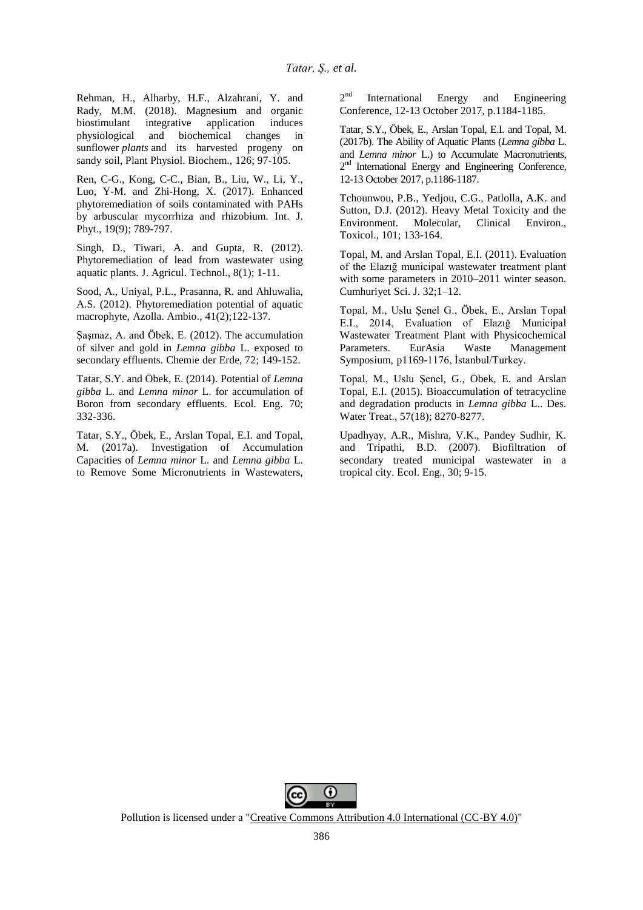Rehman, H., Alharby, H.F., Alzahrani, Y. and Rady, M.M. (2018). Magnesium and organic biostimulant integrative application induces physiological and biochemical changes in sunflower *plants* and its harvested progeny on sandy soil, Plant Physiol. Biochem., 126; 97-105.

Ren, C-G., Kong, C-C., Bian, B., Liu, W., Li, Y., Luo, Y-M. and Zhi-Hong, X. (2017). Enhanced phytoremediation of soils contaminated with PAHs by arbuscular mycorrhiza and rhizobium. Int. J. Phyt., 19(9); 789-797.

Singh, D., Tiwari, A. and Gupta, R. (2012). Phytoremediation of lead from wastewater using aquatic plants. J. Agricul. Technol., 8(1); 1-11.

Sood, A., Uniyal, P.L., Prasanna, R. and Ahluwalia, A.S. (2012). Phytoremediation potential of aquatic macrophyte, Azolla. Ambio., 41(2);122-137.

Şaşmaz, A. and Öbek, E. (2012). The accumulation of silver and gold in *Lemna gibba* L. exposed to secondary effluents. Chemie der Erde, 72; 149-152.

Tatar, S.Y. and Öbek, E. (2014). Potential of *Lemna gibba* L. and *Lemna minor* L. for accumulation of Boron from secondary effluents. Ecol. Eng. 70; 332-336.

Tatar, S.Y., Öbek, E., Arslan Topal, E.I. and Topal, M. (2017a). Investigation of Accumulation Capacities of *Lemna minor* L. and *Lemna gibba* L. to Remove Some Micronutrients in Wastewaters, 2nd International Energy and Engineering Conference, 12-13 October 2017, p.1184-1185.

Tatar, S.Y., Öbek, E., Arslan Topal, E.I. and Topal, M. (2017b). The Ability of Aquatic Plants (*Lemna gibba* L. and *Lemna minor* L.) to Accumulate Macronutrients, 2nd International Energy and Engineering Conference, 12-13 October 2017, p.1186-1187.

Tchounwou, P.B., Yedjou, C.G., Patlolla, A.K. and Sutton, D.J. (2012). Heavy Metal Toxicity and the Environment. Molecular, Clinical Environ., Toxicol., 101; 133-164.

Topal, M. and Arslan Topal, E.I. (2011). Evaluation of the Elazığ municipal wastewater treatment plant with some parameters in 2010–2011 winter season. Cumhuriyet Sci. J. 32;1–12.

Topal, M., Uslu Şenel G., Öbek, E., Arslan Topal E.I., 2014, Evaluation of Elazığ Municipal Wastewater Treatment Plant with Physicochemical Parameters. EurAsia Waste Management Symposium, p1169-1176, İstanbul/Turkey.

Topal, M., Uslu Şenel, G., Öbek, E. and Arslan Topal, E.I. (2015). Bioaccumulation of tetracycline and degradation products in *Lemna gibba* L.. Des. Water Treat., 57(18); 8270-8277.

Upadhyay, A.R., Mishra, V.K., Pandey Sudhir, K. and Tripathi, B.D. (2007). Biofiltration of secondary treated municipal wastewater in a tropical city. Ecol. Eng., 30; 9-15.

Pollution is licensed under a "Creative Commons Attribution 4.0 International (CC-BY 4.0)"